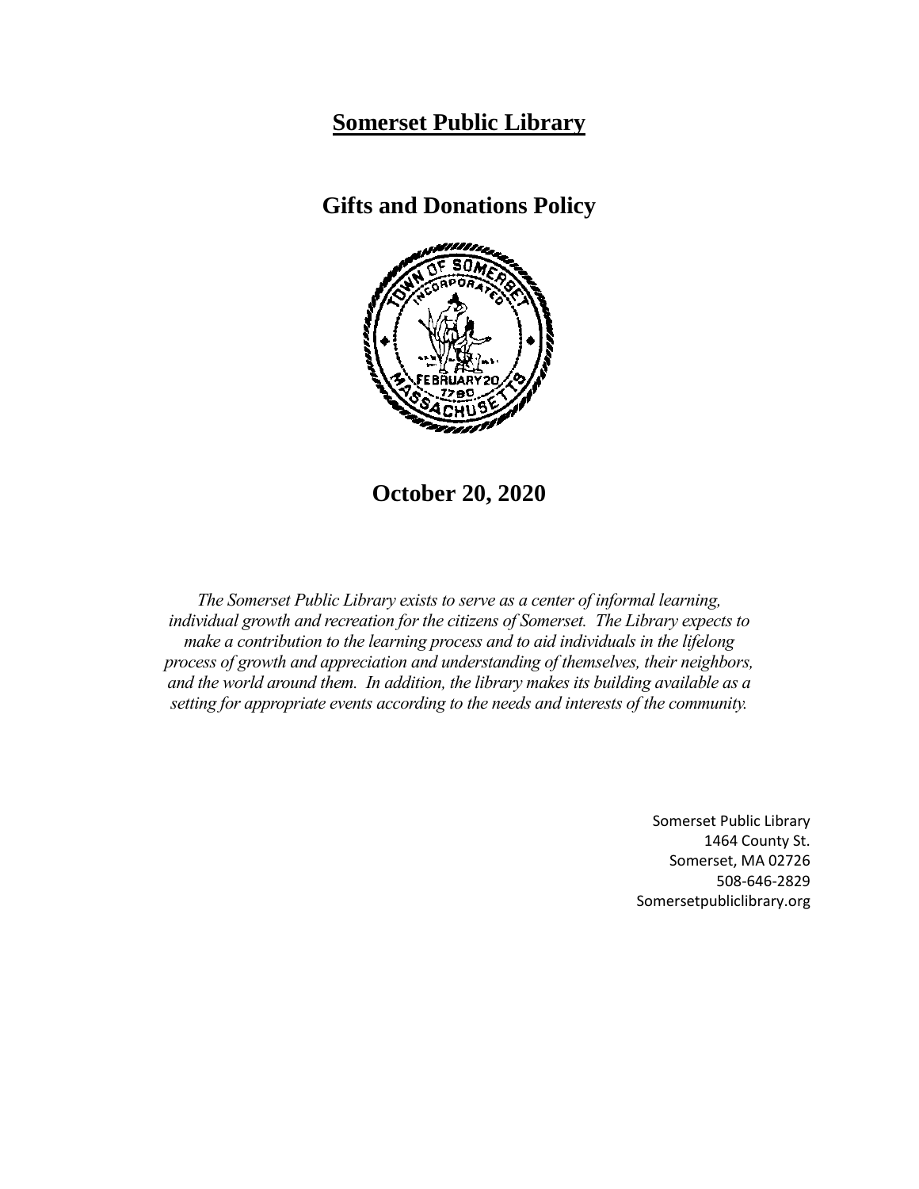# **Somerset Public Library**

## Gifts and Donations Policy

## October 20, 2020

*The Somerset Public Library exists to serve as a center of informal learning, individual growth and recreation for the citizens of Somerset. The Library expects to make a contribution to the learning process and to aid individuals in the lifelong process of growth and appreciation and understanding of themselves, their neighbors, and the world around them. In addition, the library makes its building available as a setting for appropriate events according to the needs and interests of the community.*

Somerset Public Library
1464 County St.
Somerset, MA 02726
508-646-2829
Somersetpubliclibrary.org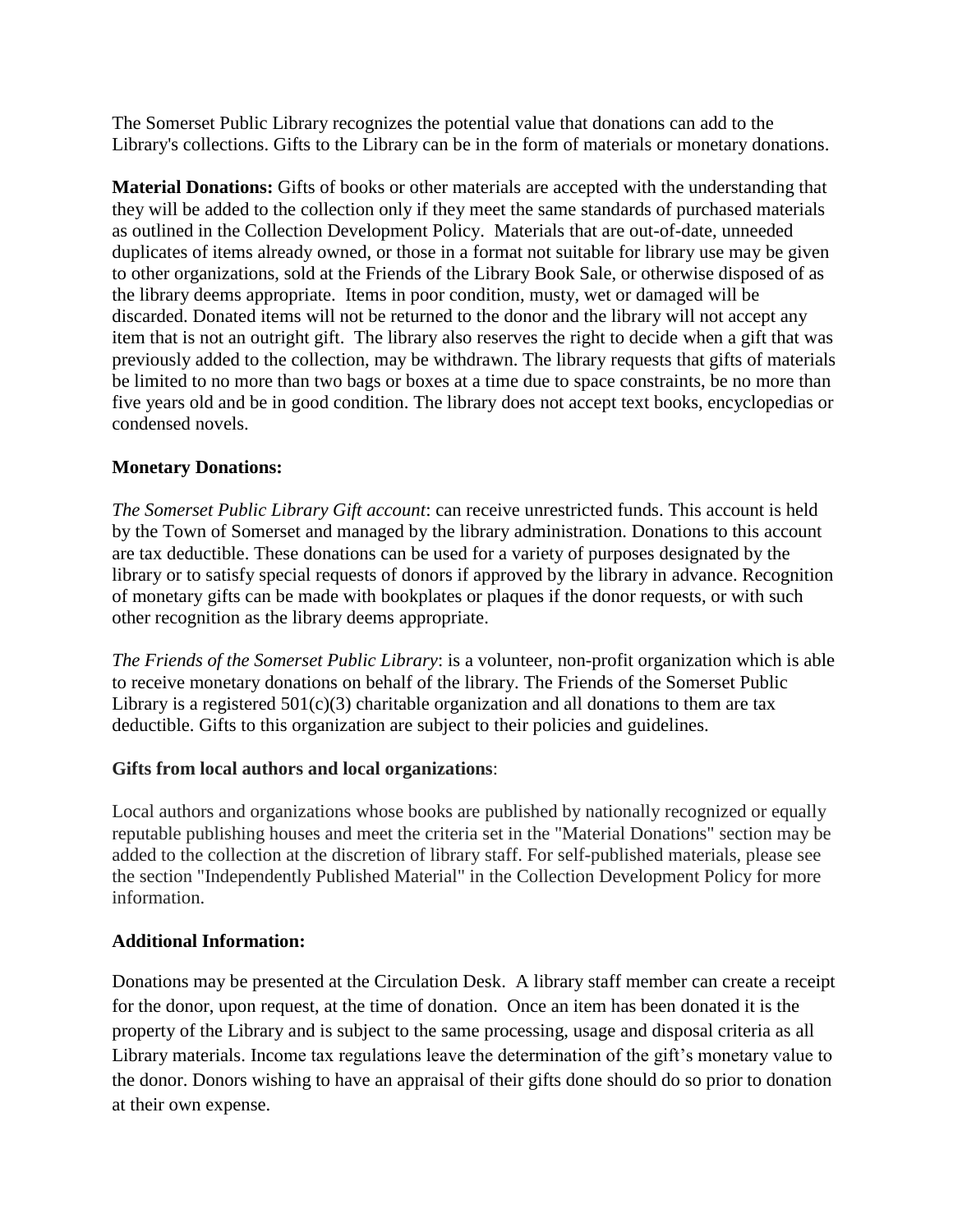The Somerset Public Library recognizes the potential value that donations can add to the Library's collections. Gifts to the Library can be in the form of materials or monetary donations.

**Material Donations:** Gifts of books or other materials are accepted with the understanding that they will be added to the collection only if they meet the same standards of purchased materials as outlined in the Collection Development Policy. Materials that are out-of-date, unneeded duplicates of items already owned, or those in a format not suitable for library use may be given to other organizations, sold at the Friends of the Library Book Sale, or otherwise disposed of as the library deems appropriate. Items in poor condition, musty, wet or damaged will be discarded. Donated items will not be returned to the donor and the library will not accept any item that is not an outright gift. The library also reserves the right to decide when a gift that was previously added to the collection, may be withdrawn. The library requests that gifts of materials be limited to no more than two bags or boxes at a time due to space constraints, be no more than five years old and be in good condition. The library does not accept text books, encyclopedias or condensed novels.

**Monetary Donations:**

*The Somerset Public Library Gift account*: can receive unrestricted funds. This account is held by the Town of Somerset and managed by the library administration. Donations to this account are tax deductible. These donations can be used for a variety of purposes designated by the library or to satisfy special requests of donors if approved by the library in advance. Recognition of monetary gifts can be made with bookplates or plaques if the donor requests, or with such other recognition as the library deems appropriate.

*The Friends of the Somerset Public Library*: is a volunteer, non-profit organization which is able to receive monetary donations on behalf of the library. The Friends of the Somerset Public Library is a registered 501(c)(3) charitable organization and all donations to them are tax deductible. Gifts to this organization are subject to their policies and guidelines.

**Gifts from local authors and local organizations**:

Local authors and organizations whose books are published by nationally recognized or equally reputable publishing houses and meet the criteria set in the "Material Donations" section may be added to the collection at the discretion of library staff. For self-published materials, please see the section "Independently Published Material" in the Collection Development Policy for more information.

**Additional Information:**

Donations may be presented at the Circulation Desk. A library staff member can create a receipt for the donor, upon request, at the time of donation. Once an item has been donated it is the property of the Library and is subject to the same processing, usage and disposal criteria as all Library materials. Income tax regulations leave the determination of the gift's monetary value to the donor. Donors wishing to have an appraisal of their gifts done should do so prior to donation at their own expense.